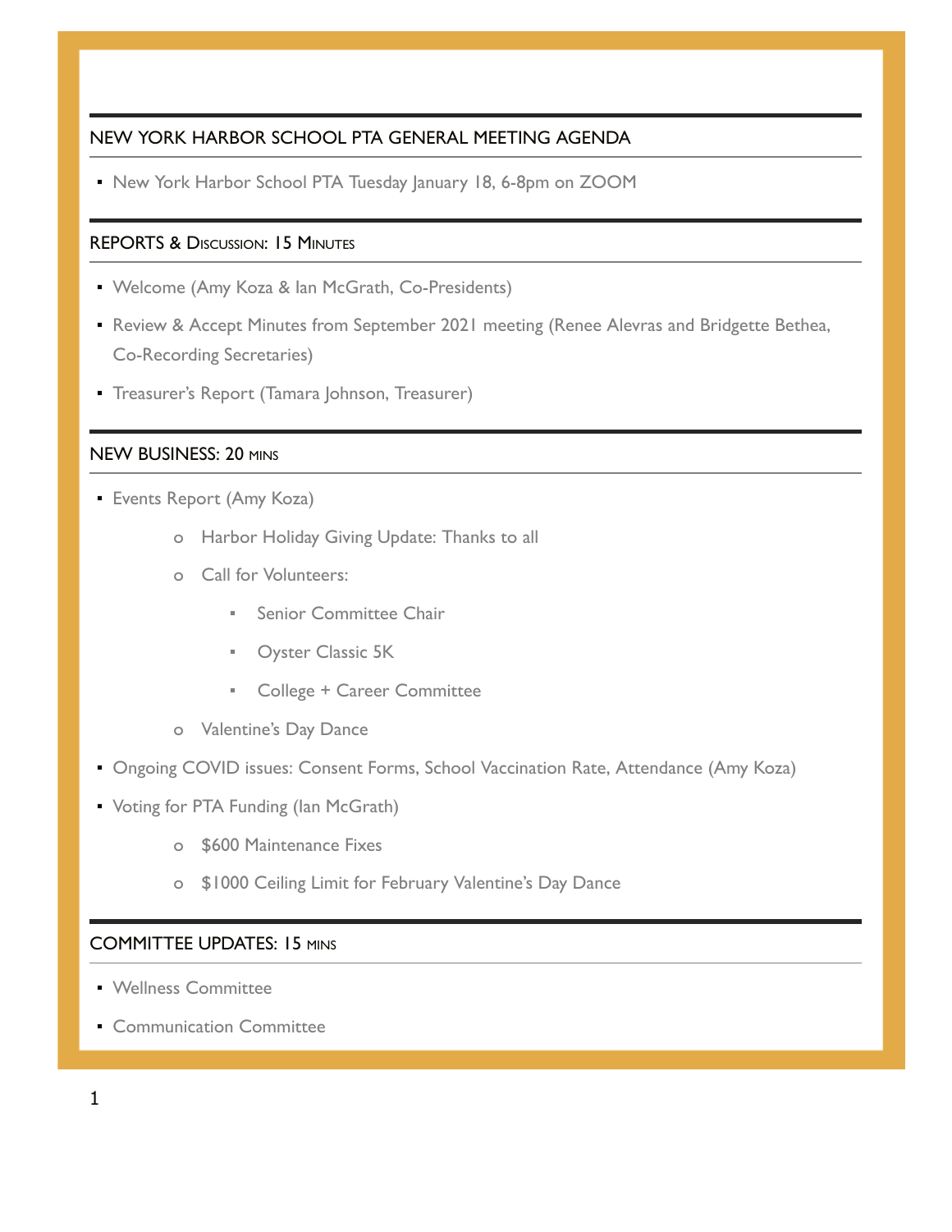## NEW YORK HARBOR SCHOOL PTA GENERAL MEETING AGENDA

- New York Harbor School PTA Tuesday January 18, 6-8pm on ZOOM

## REPORTS & DISCUSSION: 15 MINUTES

- Welcome (Amy Koza & Ian McGrath, Co-Presidents)
- Review & Accept Minutes from September 2021 meeting (Renee Alevras and Bridgette Bethea, Co-Recording Secretaries)
- Treasurer's Report (Tamara Johnson, Treasurer)

## NEW BUSINESS: 20 MINS

- Events Report (Amy Koza)
  - Harbor Holiday Giving Update: Thanks to all
  - Call for Volunteers:
    - Senior Committee Chair
    - Oyster Classic 5K
    - College + Career Committee
  - Valentine's Day Dance
- Ongoing COVID issues: Consent Forms, School Vaccination Rate, Attendance (Amy Koza)
- Voting for PTA Funding (Ian McGrath)
  - $600 Maintenance Fixes
  - $1000 Ceiling Limit for February Valentine's Day Dance

## COMMITTEE UPDATES: 15 MINS

- Wellness Committee
- Communication Committee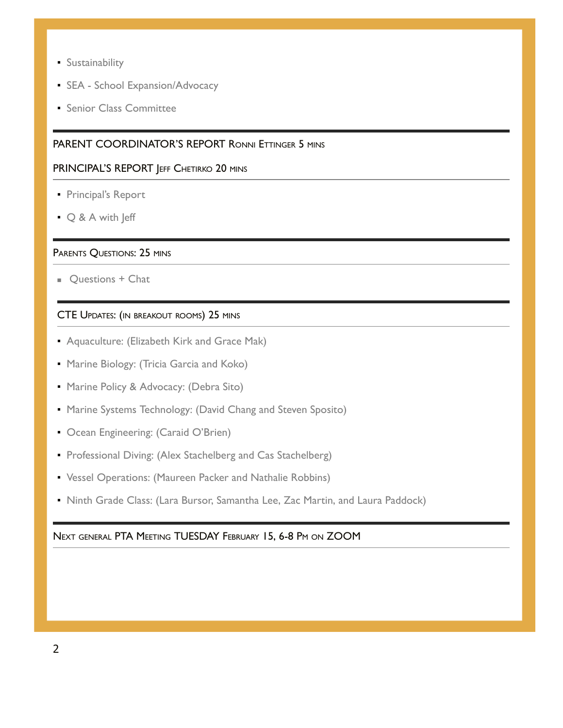- Sustainability
- SEA - School Expansion/Advocacy
- Senior Class Committee

## PARENT COORDINATOR'S REPORT Ronni Ettinger 5 mins

## PRINCIPAL'S REPORT Jeff Chetirko 20 mins

- Principal's Report
- Q & A with Jeff

## Parents Questions: 25 mins

- Questions + Chat

## CTE Updates: (in breakout rooms) 25 mins

- Aquaculture: (Elizabeth Kirk and Grace Mak)
- Marine Biology: (Tricia Garcia and Koko)
- Marine Policy & Advocacy: (Debra Sito)
- Marine Systems Technology: (David Chang and Steven Sposito)
- Ocean Engineering: (Caraid O'Brien)
- Professional Diving: (Alex Stachelberg and Cas Stachelberg)
- Vessel Operations: (Maureen Packer and Nathalie Robbins)
- Ninth Grade Class: (Lara Bursor, Samantha Lee, Zac Martin, and Laura Paddock)

## Next general PTA Meeting TUESDAY February 15, 6-8 Pm on ZOOM